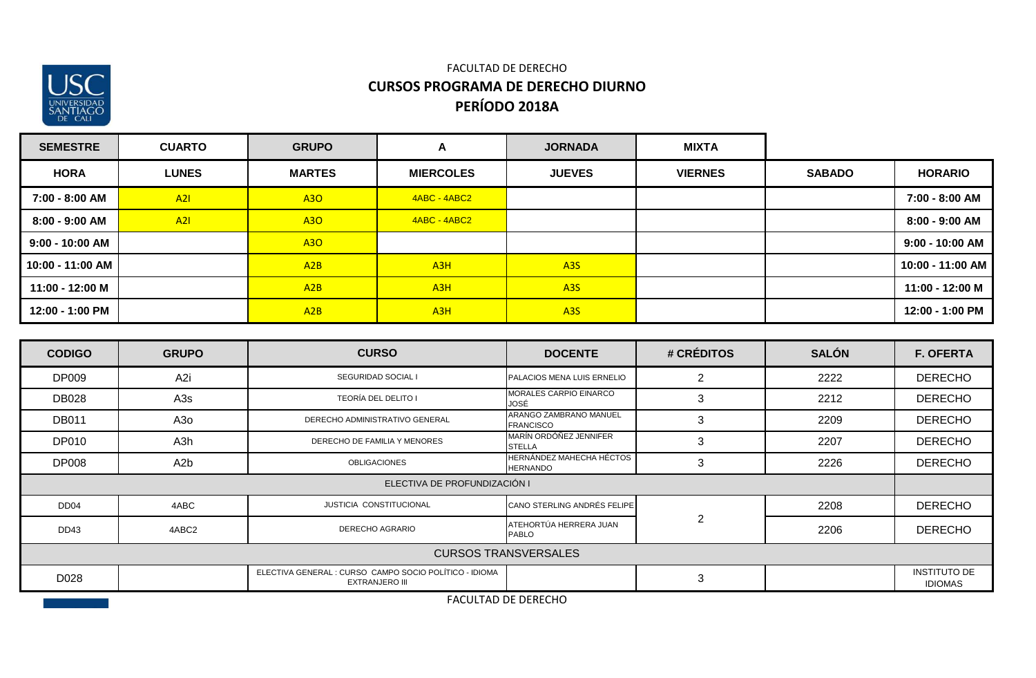FACULTAD DE DERECHO

# CURSOS PROGRAMA DE DERECHO DIURNO

## PERÍODO 2018A

| SEMESTRE | CUARTO | GRUPO | A | JORNADA | MIXTA | | |
|---|---|---|---|---|---|---|---|
| **HORA** | **LUNES** | **MARTES** | **MIERCOLES** | **JUEVES** | **VIERNES** | **SABADO** | **HORARIO** |
| **7:00 - 8:00 AM** | A2I | A3O | 4ABC - 4ABC2 | | | | **7:00 - 8:00 AM** |
| **8:00 - 9:00 AM** | A2I | A3O | 4ABC - 4ABC2 | | | | **8:00 - 9:00 AM** |
| **9:00 - 10:00 AM** | | A3O | | | | | **9:00 - 10:00 AM** |
| **10:00 - 11:00 AM** | | A2B | A3H | A3S | | | **10:00 - 11:00 AM** |
| **11:00 - 12:00 M** | | A2B | A3H | A3S | | | **11:00 - 12:00 M** |
| **12:00 - 1:00 PM** | | A2B | A3H | A3S | | | **12:00 - 1:00 PM** |

| CODIGO | GRUPO | CURSO | DOCENTE | # CRÉDITOS | SALÓN | F. OFERTA |
|---|---|---|---|---|---|---|
| DP009 | A2i | SEGURIDAD SOCIAL I | PALACIOS MENA LUIS ERNELIO | 2 | 2222 | DERECHO |
| DB028 | A3s | TEORÍA DEL DELITO I | MORALES CARPIO EINARCO JOSÉ | 3 | 2212 | DERECHO |
| DB011 | A3o | DERECHO ADMINISTRATIVO GENERAL | ARANGO ZAMBRANO MANUEL FRANCISCO | 3 | 2209 | DERECHO |
| DP010 | A3h | DERECHO DE FAMILIA Y MENORES | MARÍN ORDÓÑEZ JENNIFER STELLA | 3 | 2207 | DERECHO |
| DP008 | A2b | OBLIGACIONES | HERNÁNDEZ MAHECHA HÉCTOS HERNANDO | 3 | 2226 | DERECHO |
| ELECTIVA DE PROFUNDIZACIÓN I | | | | | | |
| DD04 | 4ABC | JUSTICIA CONSTITUCIONAL | CANO STERLING ANDRÉS FELIPE | 2 | 2208 | DERECHO |
| DD43 | 4ABC2 | DERECHO AGRARIO | ATEHORTÚA HERRERA JUAN PABLO | | 2206 | DERECHO |
| CURSOS TRANSVERSALES | | | | | | |
| D028 | | ELECTIVA GENERAL : CURSO CAMPO SOCIO POLÍTICO - IDIOMA EXTRANJERO III | | 3 | | INSTITUTO DE IDIOMAS |

FACULTAD DE DERECHO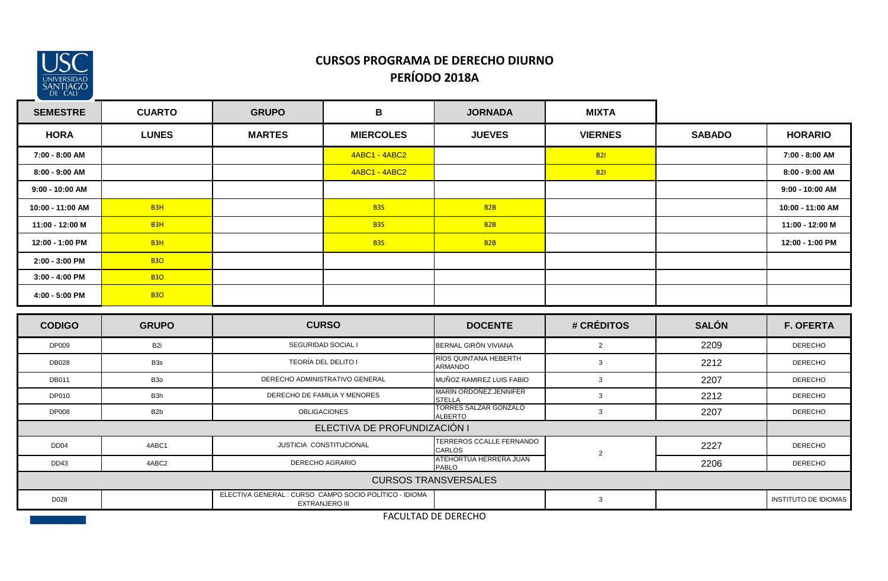# CURSOS PROGRAMA DE DERECHO DIURNO

## PERÍODO 2018A

| SEMESTRE | CUARTO | GRUPO | B | JORNADA | MIXTA | | |
|---|---|---|---|---|---|---|---|
| **HORA** | **LUNES** | **MARTES** | **MIERCOLES** | **JUEVES** | **VIERNES** | **SABADO** | **HORARIO** |
| 7:00 - 8:00 AM | | | 4ABC1 - 4ABC2 | | B2I | | 7:00 - 8:00 AM |
| 8:00 - 9:00 AM | | | 4ABC1 - 4ABC2 | | B2I | | 8:00 - 9:00 AM |
| 9:00 - 10:00 AM | | | | | | | 9:00 - 10:00 AM |
| 10:00 - 11:00 AM | B3H | | B3S | B2B | | | 10:00 - 11:00 AM |
| 11:00 - 12:00 M | B3H | | B3S | B2B | | | 11:00 - 12:00 M |
| 12:00 - 1:00 PM | B3H | | B3S | B2B | | | 12:00 - 1:00 PM |
| 2:00 - 3:00 PM | B3O | | | | | | |
| 3:00 - 4:00 PM | B3O | | | | | | |
| 4:00 - 5:00 PM | B3O | | | | | | |

| CODIGO | GRUPO | CURSO | DOCENTE | # CRÉDITOS | SALÓN | F. OFERTA |
|---|---|---|---|---|---|---|
| DP009 | B2i | SEGURIDAD SOCIAL I | BERNAL GIRÓN VIVIANA | 2 | 2209 | DERECHO |
| DB028 | B3s | TEORÍA DEL DELITO I | RÍOS QUINTANA HEBERTH ARMANDO | 3 | 2212 | DERECHO |
| DB011 | B3o | DERECHO ADMINISTRATIVO GENERAL | MUÑOZ RAMIREZ LUIS FABIO | 3 | 2207 | DERECHO |
| DP010 | B3h | DERECHO DE FAMILIA Y MENORES | MARÍN ORDÓÑEZ JENNIFER STELLA | 3 | 2212 | DERECHO |
| DP008 | B2b | OBLIGACIONES | TORRES SALZAR GONZALO ALBERTO | 3 | 2207 | DERECHO |
| ELECTIVA DE PROFUNDIZACIÓN I | | | | | | |
| DD04 | 4ABC1 | JUSTICIA CONSTITUCIONAL | TERREROS CCALLE FERNANDO CARLOS | 2 | 2227 | DERECHO |
| DD43 | 4ABC2 | DERECHO AGRARIO | ATEHORTUA HERRERA JUAN PABLO | | 2206 | DERECHO |
| CURSOS TRANSVERSALES | | | | | | |
| D028 | | ELECTIVA GENERAL : CURSO CAMPO SOCIO POLÍTICO - IDIOMA EXTRANJERO III | | 3 | | INSTITUTO DE IDIOMAS |

FACULTAD DE DERECHO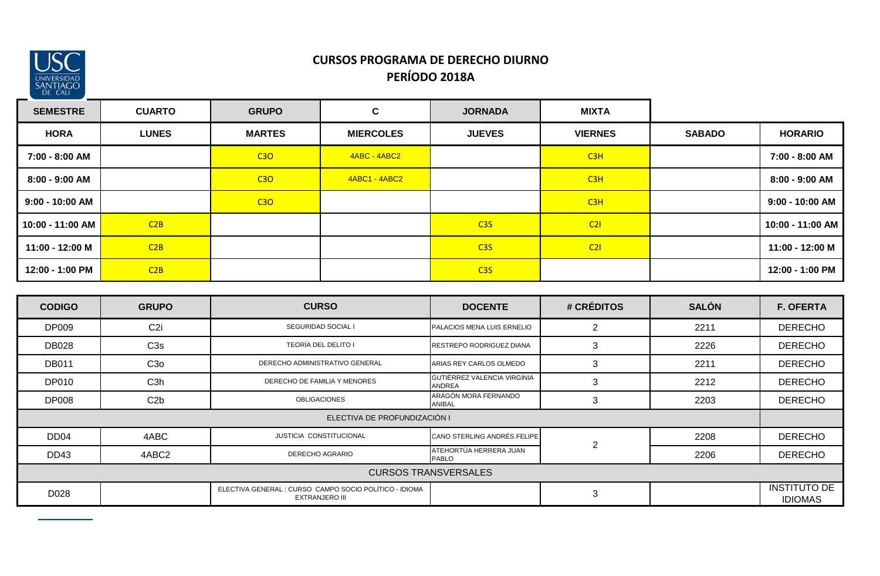USC UNIVERSIDAD SANTIAGO DE CALI

## CURSOS PROGRAMA DE DERECHO DIURNO
## PERÍODO 2018A

| SEMESTRE | CUARTO | GRUPO | C | JORNADA | MIXTA | | |
|---|---|---|---|---|---|---|---|
| **HORA** | **LUNES** | **MARTES** | **MIERCOLES** | **JUEVES** | **VIERNES** | **SABADO** | **HORARIO** |
| 7:00 - 8:00 AM | | C3O | 4ABC - 4ABC2 | | C3H | | 7:00 - 8:00 AM |
| 8:00 - 9:00 AM | | C3O | 4ABC1 - 4ABC2 | | C3H | | 8:00 - 9:00 AM |
| 9:00 - 10:00 AM | | C3O | | | C3H | | 9:00 - 10:00 AM |
| 10:00 - 11:00 AM | C2B | | | C3S | C2I | | 10:00 - 11:00 AM |
| 11:00 - 12:00 M | C2B | | | C3S | C2I | | 11:00 - 12:00 M |
| 12:00 - 1:00 PM | C2B | | | C3S | | | 12:00 - 1:00 PM |

| CODIGO | GRUPO | CURSO | DOCENTE | # CRÉDITOS | SALÓN | F. OFERTA |
|---|---|---|---|---|---|---|
| DP009 | C2i | SEGURIDAD SOCIAL I | PALACIOS MENA LUIS ERNELIO | 2 | 2211 | DERECHO |
| DB028 | C3s | TEORÍA DEL DELITO I | RESTREPO RODRIGUEZ DIANA | 3 | 2226 | DERECHO |
| DB011 | C3o | DERECHO ADMINISTRATIVO GENERAL | ARIAS REY CARLOS OLMEDO | 3 | 2211 | DERECHO |
| DP010 | C3h | DERECHO DE FAMILIA Y MENORES | GUTIÉRREZ VALENCIA VIRGINIA ANDREA | 3 | 2212 | DERECHO |
| DP008 | C2b | OBLIGACIONES | ARAGÓN MORA FERNANDO ANIBAL | 3 | 2203 | DERECHO |
| ELECTIVA DE PROFUNDIZACIÓN I | | | | | | |
| DD04 | 4ABC | JUSTICIA CONSTITUCIONAL | CANO STERLING ANDRÉS FELIPE | 2 | 2208 | DERECHO |
| DD43 | 4ABC2 | DERECHO AGRARIO | ATEHORTÚA HERRERA JUAN PABLO | | 2206 | DERECHO |
| CURSOS TRANSVERSALES | | | | | | |
| D028 | | ELECTIVA GENERAL : CURSO CAMPO SOCIO POLÍTICO - IDIOMA EXTRANJERO III | | 3 | | INSTITUTO DE IDIOMAS |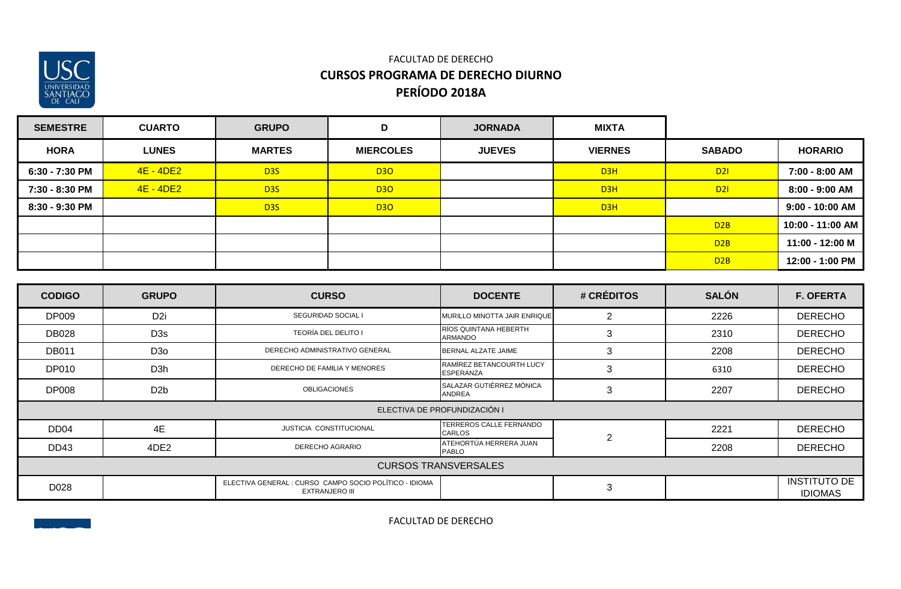FACULTAD DE DERECHO

## CURSOS PROGRAMA DE DERECHO DIURNO

## PERÍODO 2018A

| SEMESTRE | CUARTO | GRUPO | D | JORNADA | MIXTA | | |
|---|---|---|---|---|---|---|---|
| **HORA** | **LUNES** | **MARTES** | **MIERCOLES** | **JUEVES** | **VIERNES** | **SABADO** | **HORARIO** |
| 6:30 - 7:30 PM | 4E - 4DE2 | D3S | D3O | | D3H | D2I | 7:00 - 8:00 AM |
| 7:30 - 8:30 PM | 4E - 4DE2 | D3S | D3O | | D3H | D2I | 8:00 - 9:00 AM |
| 8:30 - 9:30 PM | | D3S | D3O | | D3H | | 9:00 - 10:00 AM |
| | | | | | | D2B | 10:00 - 11:00 AM |
| | | | | | | D2B | 11:00 - 12:00 M |
| | | | | | | D2B | 12:00 - 1:00 PM |

| CODIGO | GRUPO | CURSO | DOCENTE | # CRÉDITOS | SALÓN | F. OFERTA |
|---|---|---|---|---|---|---|
| DP009 | D2i | SEGURIDAD SOCIAL I | MURILLO MINOTTA JAIR ENRIQUE | 2 | 2226 | DERECHO |
| DB028 | D3s | TEORÍA DEL DELITO I | RÍOS QUINTANA HEBERTH ARMANDO | 3 | 2310 | DERECHO |
| DB011 | D3o | DERECHO ADMINISTRATIVO GENERAL | BERNAL ALZATE JAIME | 3 | 2208 | DERECHO |
| DP010 | D3h | DERECHO DE FAMILIA Y MENORES | RAMÍREZ BETANCOURTH LUCY ESPERANZA | 3 | 6310 | DERECHO |
| DP008 | D2b | OBLIGACIONES | SALAZAR GUTIÉRREZ MÓNICA ANDREA | 3 | 2207 | DERECHO |
| ELECTIVA DE PROFUNDIZACIÓN I | | | | | | |
| DD04 | 4E | JUSTICIA CONSTITUCIONAL | TERREROS CALLE FERNANDO CARLOS | 2 | 2221 | DERECHO |
| DD43 | 4DE2 | DERECHO AGRARIO | ATEHORTÚA HERRERA JUAN PABLO | | 2208 | DERECHO |
| CURSOS TRANSVERSALES | | | | | | |
| D028 | | ELECTIVA GENERAL : CURSO CAMPO SOCIO POLÍTICO - IDIOMA EXTRANJERO III | | 3 | | INSTITUTO DE IDIOMAS |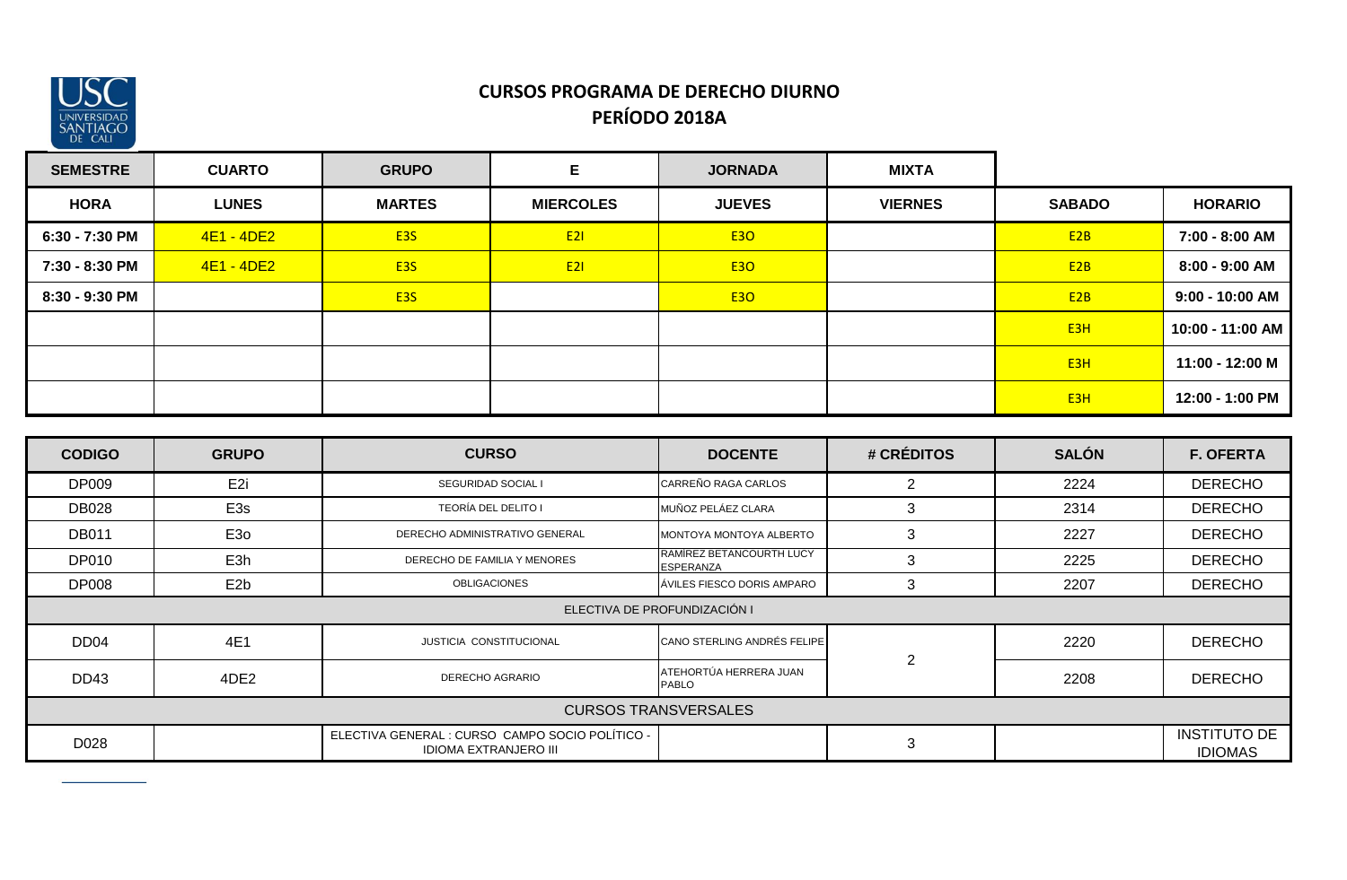# CURSOS PROGRAMA DE DERECHO DIURNO

## PERÍODO 2018A

| SEMESTRE | CUARTO | GRUPO | E | JORNADA | MIXTA | | |
|---|---|---|---|---|---|---|---|
| **HORA** | **LUNES** | **MARTES** | **MIERCOLES** | **JUEVES** | **VIERNES** | **SABADO** | **HORARIO** |
| 6:30 - 7:30 PM | 4E1 - 4DE2 | E3S | E2I | E3O | | E2B | 7:00 - 8:00 AM |
| 7:30 - 8:30 PM | 4E1 - 4DE2 | E3S | E2I | E3O | | E2B | 8:00 - 9:00 AM |
| 8:30 - 9:30 PM | | E3S | | E3O | | E2B | 9:00 - 10:00 AM |
| | | | | | | E3H | 10:00 - 11:00 AM |
| | | | | | | E3H | 11:00 - 12:00 M |
| | | | | | | E3H | 12:00 - 1:00 PM |

| CODIGO | GRUPO | CURSO | DOCENTE | # CRÉDITOS | SALÓN | F. OFERTA |
|---|---|---|---|---|---|---|
| DP009 | E2i | SEGURIDAD SOCIAL I | CARREÑO RAGA CARLOS | 2 | 2224 | DERECHO |
| DB028 | E3s | TEORÍA DEL DELITO I | MUÑOZ PELÁEZ CLARA | 3 | 2314 | DERECHO |
| DB011 | E3o | DERECHO ADMINISTRATIVO GENERAL | MONTOYA MONTOYA ALBERTO | 3 | 2227 | DERECHO |
| DP010 | E3h | DERECHO DE FAMILIA Y MENORES | RAMÍREZ BETANCOURTH LUCY ESPERANZA | 3 | 2225 | DERECHO |
| DP008 | E2b | OBLIGACIONES | ÁVILES FIESCO DORIS AMPARO | 3 | 2207 | DERECHO |
| ELECTIVA DE PROFUNDIZACIÓN I | | | | | | |
| DD04 | 4E1 | JUSTICIA CONSTITUCIONAL | CANO STERLING ANDRÉS FELIPE | 2 | 2220 | DERECHO |
| DD43 | 4DE2 | DERECHO AGRARIO | ATEHORTÚA HERRERA JUAN PABLO | | 2208 | DERECHO |
| CURSOS TRANSVERSALES | | | | | | |
| D028 | | ELECTIVA GENERAL : CURSO CAMPO SOCIO POLÍTICO - IDIOMA EXTRANJERO III | | 3 | | INSTITUTO DE IDIOMAS |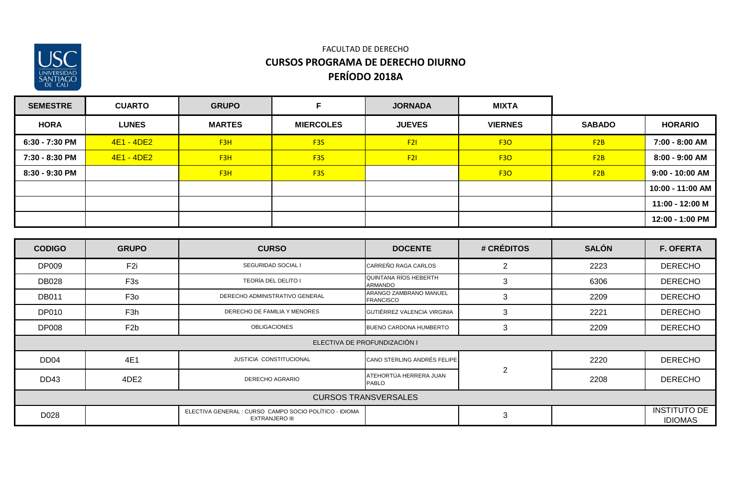FACULTAD DE DERECHO

**CURSOS PROGRAMA DE DERECHO DIURNO**

**PERÍODO 2018A**

| SEMESTRE | CUARTO | GRUPO | F | JORNADA | MIXTA | | |
|---|---|---|---|---|---|---|---|
| **HORA** | **LUNES** | **MARTES** | **MIERCOLES** | **JUEVES** | **VIERNES** | **SABADO** | **HORARIO** |
| 6:30 - 7:30 PM | 4E1 - 4DE2 | F3H | F3S | F2I | F3O | F2B | 7:00 - 8:00 AM |
| 7:30 - 8:30 PM | 4E1 - 4DE2 | F3H | F3S | F2I | F3O | F2B | 8:00 - 9:00 AM |
| 8:30 - 9:30 PM | | F3H | F3S | | F3O | F2B | 9:00 - 10:00 AM |
| | | | | | | | 10:00 - 11:00 AM |
| | | | | | | | 11:00 - 12:00 M |
| | | | | | | | 12:00 - 1:00 PM |

| CODIGO | GRUPO | CURSO | DOCENTE | # CRÉDITOS | SALÓN | F. OFERTA |
|---|---|---|---|---|---|---|
| DP009 | F2i | SEGURIDAD SOCIAL I | CARREÑO RAGA CARLOS | 2 | 2223 | DERECHO |
| DB028 | F3s | TEORÍA DEL DELITO I | QUINTANA RÍOS HEBERTH ARMANDO | 3 | 6306 | DERECHO |
| DB011 | F3o | DERECHO ADMINISTRATIVO GENERAL | ARANGO ZAMBRANO MANUEL FRANCISCO | 3 | 2209 | DERECHO |
| DP010 | F3h | DERECHO DE FAMILIA Y MENORES | GUTIÉRREZ VALENCIA VIRGINIA | 3 | 2221 | DERECHO |
| DP008 | F2b | OBLIGACIONES | BUENO CARDONA HUMBERTO | 3 | 2209 | DERECHO |
| ELECTIVA DE PROFUNDIZACIÓN I | | | | | | |
| DD04 | 4E1 | JUSTICIA CONSTITUCIONAL | CANO STERLING ANDRÉS FELIPE | 2 | 2220 | DERECHO |
| DD43 | 4DE2 | DERECHO AGRARIO | ATEHORTÚA HERRERA JUAN PABLO | | 2208 | DERECHO |
| CURSOS TRANSVERSALES | | | | | | |
| D028 | | ELECTIVA GENERAL : CURSO CAMPO SOCIO POLÍTICO - IDIOMA EXTRANJERO III | | 3 | | INSTITUTO DE IDIOMAS |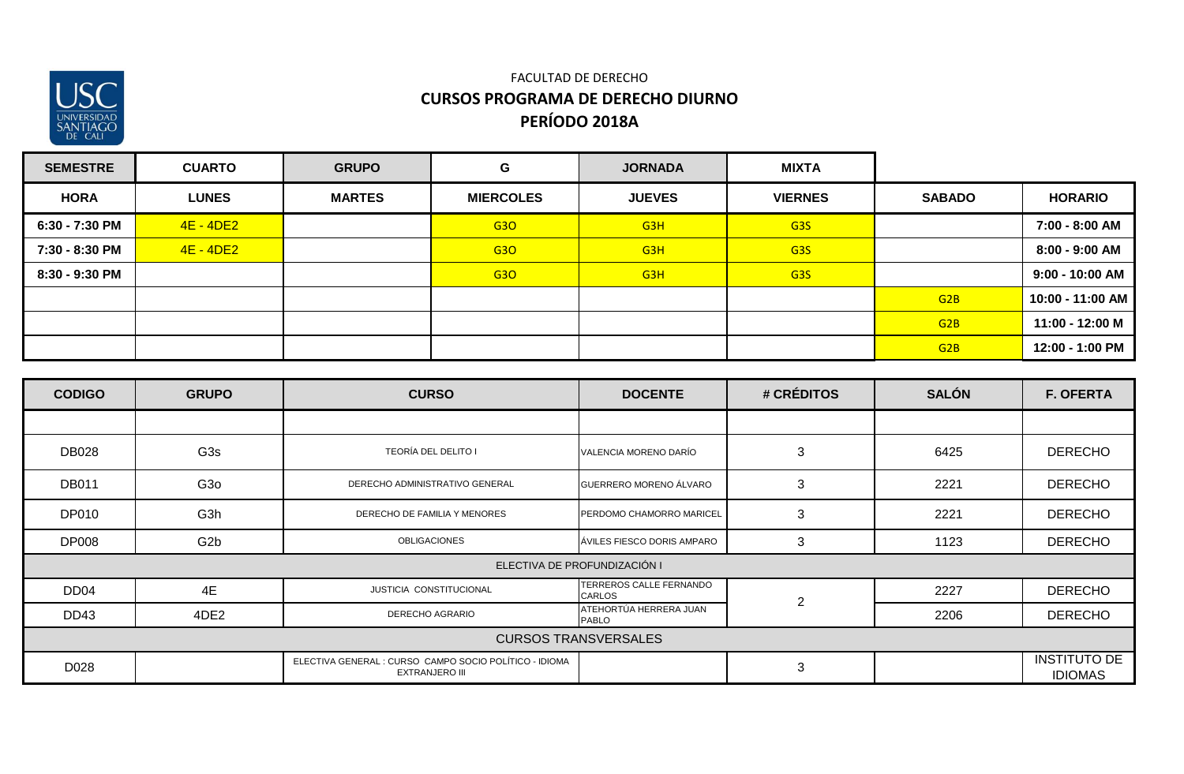FACULTAD DE DERECHO

## CURSOS PROGRAMA DE DERECHO DIURNO

## PERÍODO 2018A

| SEMESTRE | CUARTO | GRUPO | G | JORNADA | MIXTA | | |
|---|---|---|---|---|---|---|---|
| **HORA** | **LUNES** | **MARTES** | **MIERCOLES** | **JUEVES** | **VIERNES** | **SABADO** | **HORARIO** |
| 6:30 - 7:30 PM | 4E - 4DE2 | | G3O | G3H | G3S | | 7:00 - 8:00 AM |
| 7:30 - 8:30 PM | 4E - 4DE2 | | G3O | G3H | G3S | | 8:00 - 9:00 AM |
| 8:30 - 9:30 PM | | | G3O | G3H | G3S | | 9:00 - 10:00 AM |
| | | | | | | G2B | 10:00 - 11:00 AM |
| | | | | | | G2B | 11:00 - 12:00 M |
| | | | | | | G2B | 12:00 - 1:00 PM |

| CODIGO | GRUPO | CURSO | DOCENTE | # CRÉDITOS | SALÓN | F. OFERTA |
|---|---|---|---|---|---|---|
| | | | | | | |
| DB028 | G3s | TEORÍA DEL DELITO I | VALENCIA MORENO DARÍO | 3 | 6425 | DERECHO |
| DB011 | G3o | DERECHO ADMINISTRATIVO GENERAL | GUERRERO MORENO ÁLVARO | 3 | 2221 | DERECHO |
| DP010 | G3h | DERECHO DE FAMILIA Y MENORES | PERDOMO CHAMORRO MARICEL | 3 | 2221 | DERECHO |
| DP008 | G2b | OBLIGACIONES | ÁVILES FIESCO DORIS AMPARO | 3 | 1123 | DERECHO |
| ELECTIVA DE PROFUNDIZACIÓN I | | | | | | |
| DD04 | 4E | JUSTICIA CONSTITUCIONAL | TERREROS CALLE FERNANDO CARLOS | 2 | 2227 | DERECHO |
| DD43 | 4DE2 | DERECHO AGRARIO | ATEHORTÚA HERRERA JUAN PABLO | | 2206 | DERECHO |
| CURSOS TRANSVERSALES | | | | | | |
| D028 | | ELECTIVA GENERAL : CURSO CAMPO SOCIO POLÍTICO - IDIOMA EXTRANJERO III | | 3 | | INSTITUTO DE IDIOMAS |